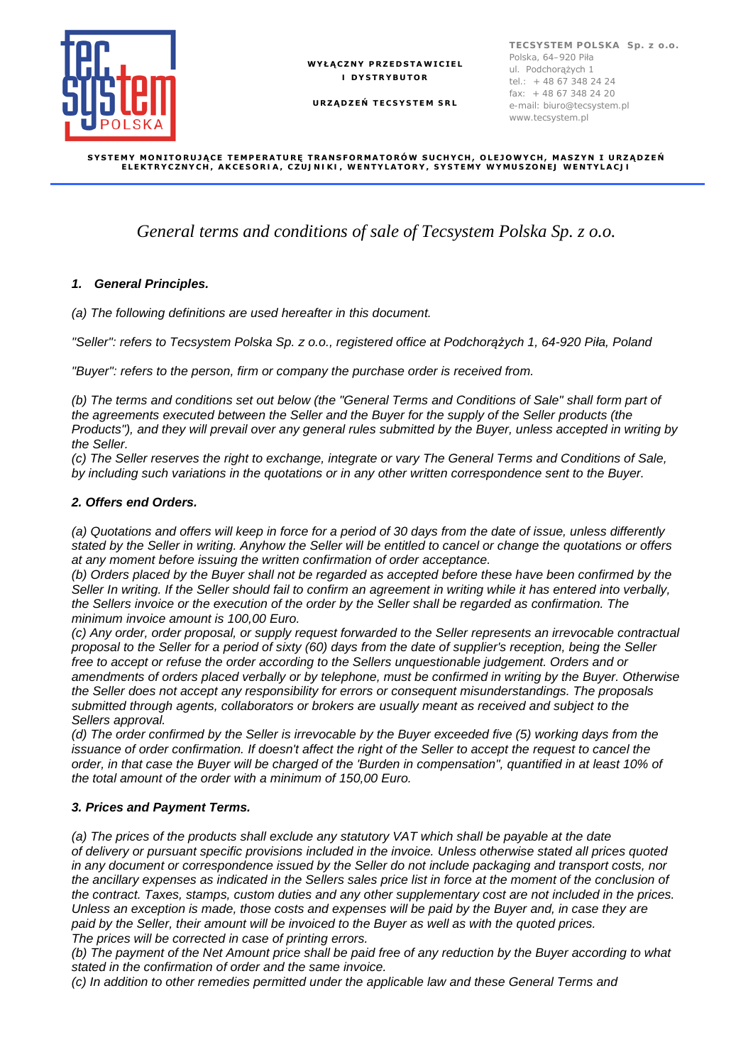**WYŁĄCZNY PRZEDSTAWICIEL I DYSTRYBUTOR**

**URZĄDZEŃ TECSYSTEM SRL**

**TECSYSTEM POLSKA Sp. z o.o.**
Polska, 64–920 Piła
ul. Podchorążych 1
tel.: + 48 67 348 24 24
fax: + 48 67 348 24 20
e-mail: biuro@tecsystem.pl
www.tecsystem.pl

**SYSTEMY MONITORUJĄCE TEMPERATURĘ TRANSFORMATORÓW SUCHYCH, OLEJOWYCH, MASZYN I URZĄDZEŃ ELEKTRYCZNYCH, AKCESORIA, CZUJNIKI, WENTYLATORY, SYSTEMY WYMUSZONEJ WENTYLACJI**

# *General terms and conditions of sale of Tecsystem Polska Sp. z o.o.*

## ***1. General Principles.***

*(a) The following definitions are used hereafter in this document.*

*"Seller": refers to Tecsystem Polska Sp. z o.o., registered office at Podchorążych 1, 64-920 Piła, Poland*

*"Buyer": refers to the person, firm or company the purchase order is received from.*

*(b) The terms and conditions set out below (the "General Terms and Conditions of Sale" shall form part of the agreements executed between the Seller and the Buyer for the supply of the Seller products (the Products"), and they will prevail over any general rules submitted by the Buyer, unless accepted in writing by the Seller.*
*(c) The Seller reserves the right to exchange, integrate or vary The General Terms and Conditions of Sale, by including such variations in the quotations or in any other written correspondence sent to the Buyer.*

## ***2. Offers end Orders.***

*(a) Quotations and offers will keep in force for a period of 30 days from the date of issue, unless differently stated by the Seller in writing. Anyhow the Seller will be entitled to cancel or change the quotations or offers at any moment before issuing the written confirmation of order acceptance.*
*(b) Orders placed by the Buyer shall not be regarded as accepted before these have been confirmed by the Seller In writing. If the Seller should fail to confirm an agreement in writing while it has entered into verbally, the Sellers invoice or the execution of the order by the Seller shall be regarded as confirmation. The minimum invoice amount is 100,00 Euro.*
*(c) Any order, order proposal, or supply request forwarded to the Seller represents an irrevocable contractual proposal to the Seller for a period of sixty (60) days from the date of supplier's reception, being the Seller free to accept or refuse the order according to the Sellers unquestionable judgement. Orders and or amendments of orders placed verbally or by telephone, must be confirmed in writing by the Buyer. Otherwise the Seller does not accept any responsibility for errors or consequent misunderstandings. The proposals submitted through agents, collaborators or brokers are usually meant as received and subject to the Sellers approval.*
*(d) The order confirmed by the Seller is irrevocable by the Buyer exceeded five (5) working days from the issuance of order confirmation. If doesn't affect the right of the Seller to accept the request to cancel the order, in that case the Buyer will be charged of the 'Burden in compensation", quantified in at least 10% of the total amount of the order with a minimum of 150,00 Euro.*

## ***3. Prices and Payment Terms.***

*(a) The prices of the products shall exclude any statutory VAT which shall be payable at the date of delivery or pursuant specific provisions included in the invoice. Unless otherwise stated all prices quoted in any document or correspondence issued by the Seller do not include packaging and transport costs, nor the ancillary expenses as indicated in the Sellers sales price list in force at the moment of the conclusion of the contract. Taxes, stamps, custom duties and any other supplementary cost are not included in the prices. Unless an exception is made, those costs and expenses will be paid by the Buyer and, in case they are paid by the Seller, their amount will be invoiced to the Buyer as well as with the quoted prices.*
*The prices will be corrected in case of printing errors.*
*(b) The payment of the Net Amount price shall be paid free of any reduction by the Buyer according to what stated in the confirmation of order and the same invoice.*
*(c) In addition to other remedies permitted under the applicable law and these General Terms and*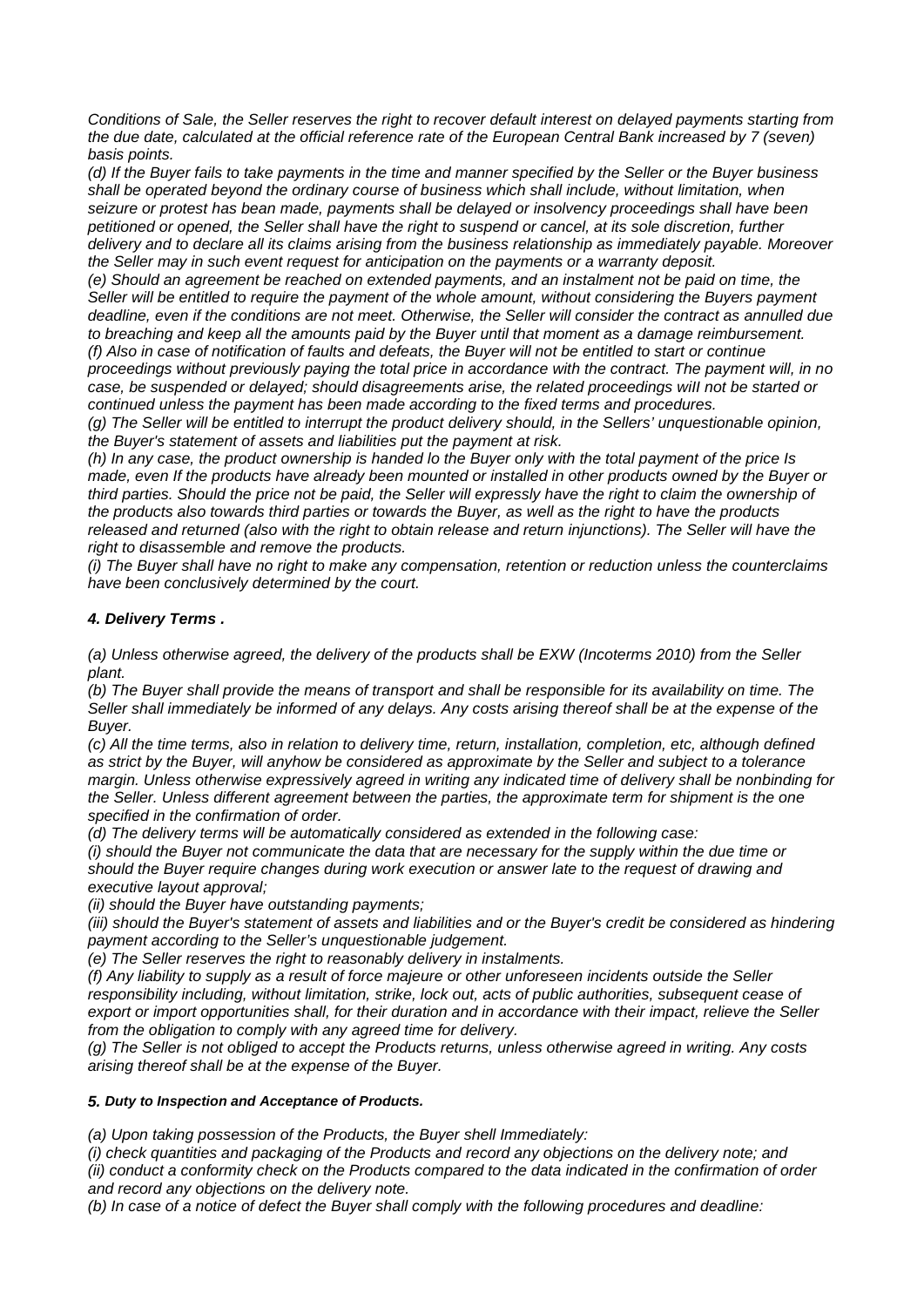*Conditions of Sale, the Seller reserves the right to recover default interest on delayed payments starting from the due date, calculated at the official reference rate of the European Central Bank increased by 7 (seven) basis points.*

*(d) If the Buyer fails to take payments in the time and manner specified by the Seller or the Buyer business shall be operated beyond the ordinary course of business which shall include, without limitation, when seizure or protest has bean made, payments shall be delayed or insolvency proceedings shall have been petitioned or opened, the Seller shall have the right to suspend or cancel, at its sole discretion, further delivery and to declare all its claims arising from the business relationship as immediately payable. Moreover the Seller may in such event request for anticipation on the payments or a warranty deposit.*

*(e) Should an agreement be reached on extended payments, and an instalment not be paid on time, the Seller will be entitled to require the payment of the whole amount, without considering the Buyers payment deadline, even if the conditions are not meet. Otherwise, the Seller will consider the contract as annulled due to breaching and keep all the amounts paid by the Buyer until that moment as a damage reimbursement.*

*(f) Also in case of notification of faults and defeats, the Buyer will not be entitled to start or continue proceedings without previously paying the total price in accordance with the contract. The payment will, in no case, be suspended or delayed; should disagreements arise, the related proceedings wilI not be started or continued unless the payment has been made according to the fixed terms and procedures.*

*(g) The Seller will be entitled to interrupt the product delivery should, in the Sellers' unquestionable opinion, the Buyer's statement of assets and liabilities put the payment at risk.*

*(h) In any case, the product ownership is handed lo the Buyer only with the total payment of the price Is made, even If the products have already been mounted or installed in other products owned by the Buyer or third parties. Should the price not be paid, the Seller will expressly have the right to claim the ownership of the products also towards third parties or towards the Buyer, as well as the right to have the products released and returned (also with the right to obtain release and return injunctions). The Seller will have the right to disassemble and remove the products.*

*(i) The Buyer shall have no right to make any compensation, retention or reduction unless the counterclaims have been conclusively determined by the court.*

### *4. Delivery Terms .*

*(a) Unless otherwise agreed, the delivery of the products shall be EXW (Incoterms 2010) from the Seller plant.*

*(b) The Buyer shall provide the means of transport and shall be responsible for its availability on time. The Seller shall immediately be informed of any delays. Any costs arising thereof shall be at the expense of the Buyer.*

*(c) All the time terms, also in relation to delivery time, return, installation, completion, etc, although defined as strict by the Buyer, will anyhow be considered as approximate by the Seller and subject to a tolerance margin. Unless otherwise expressively agreed in writing any indicated time of delivery shall be nonbinding for the Seller. Unless different agreement between the parties, the approximate term for shipment is the one specified in the confirmation of order.*

*(d) The delivery terms will be automatically considered as extended in the following case:*

*(i) should the Buyer not communicate the data that are necessary for the supply within the due time or should the Buyer require changes during work execution or answer late to the request of drawing and executive layout approval;*

*(ii) should the Buyer have outstanding payments;*

*(iii) should the Buyer's statement of assets and liabilities and or the Buyer's credit be considered as hindering payment according to the Seller's unquestionable judgement.*

*(e) The Seller reserves the right to reasonably delivery in instalments.*

*(f) Any liability to supply as a result of force majeure or other unforeseen incidents outside the Seller responsibility including, without limitation, strike, lock out, acts of public authorities, subsequent cease of export or import opportunities shall, for their duration and in accordance with their impact, relieve the Seller from the obligation to comply with any agreed time for delivery.*

*(g) The Seller is not obliged to accept the Products returns, unless otherwise agreed in writing. Any costs arising thereof shall be at the expense of the Buyer.*

#### *5. Duty to Inspection and Acceptance of Products.*

*(a) Upon taking possession of the Products, the Buyer shell Immediately:*

*(i) check quantities and packaging of the Products and record any objections on the delivery note; and*

*(ii) conduct a conformity check on the Products compared to the data indicated in the confirmation of order and record any objections on the delivery note.*

*(b) In case of a notice of defect the Buyer shall comply with the following procedures and deadline:*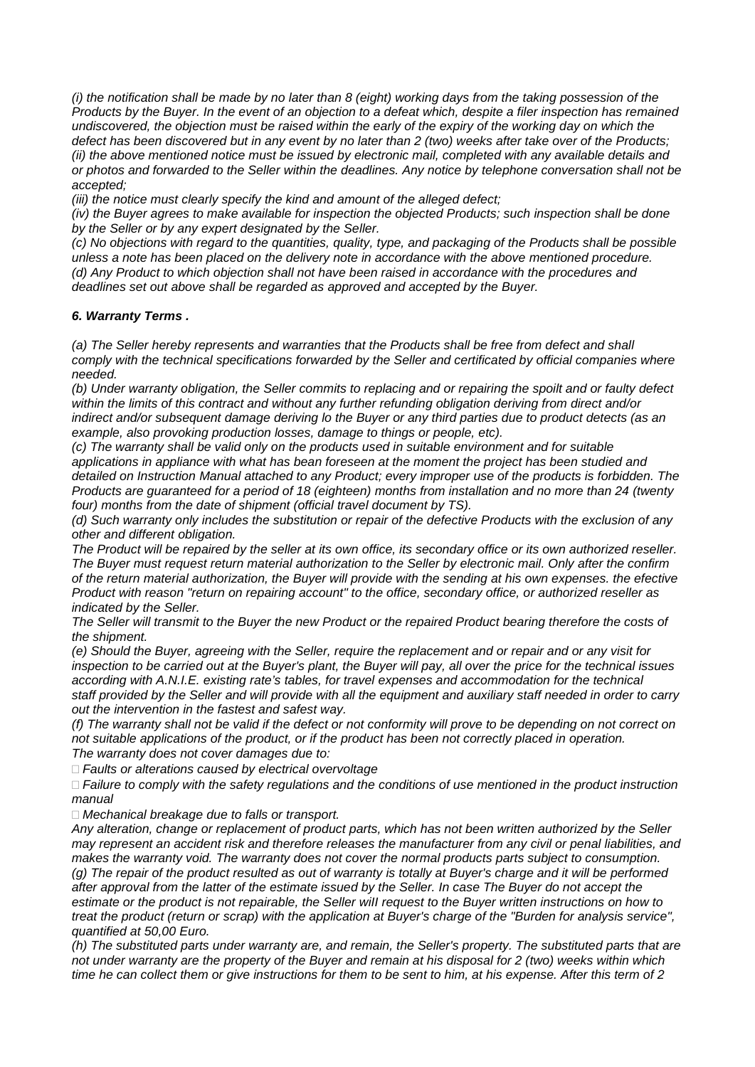*(i) the notification shall be made by no later than 8 (eight) working days from the taking possession of the Products by the Buyer. In the event of an objection to a defeat which, despite a filer inspection has remained undiscovered, the objection must be raised within the early of the expiry of the working day on which the defect has been discovered but in any event by no later than 2 (two) weeks after take over of the Products;*
*(ii) the above mentioned notice must be issued by electronic mail, completed with any available details and or photos and forwarded to the Seller within the deadlines. Any notice by telephone conversation shall not be accepted;*
*(iii) the notice must clearly specify the kind and amount of the alleged defect;*
*(iv) the Buyer agrees to make available for inspection the objected Products; such inspection shall be done by the Seller or by any expert designated by the Seller.*
*(c) No objections with regard to the quantities, quality, type, and packaging of the Products shall be possible unless a note has been placed on the delivery note in accordance with the above mentioned procedure.*
*(d) Any Product to which objection shall not have been raised in accordance with the procedures and deadlines set out above shall be regarded as approved and accepted by the Buyer.*

### *6. Warranty Terms .*

*(a) The Seller hereby represents and warranties that the Products shall be free from defect and shall comply with the technical specifications forwarded by the Seller and certificated by official companies where needed.*
*(b) Under warranty obligation, the Seller commits to replacing and or repairing the spoilt and or faulty defect within the limits of this contract and without any further refunding obligation deriving from direct and/or indirect and/or subsequent damage deriving lo the Buyer or any third parties due to product detects (as an example, also provoking production losses, damage to things or people, etc).*
*(c) The warranty shall be valid only on the products used in suitable environment and for suitable applications in appliance with what has bean foreseen at the moment the project has been studied and detailed on Instruction Manual attached to any Product; every improper use of the products is forbidden. The Products are guaranteed for a period of 18 (eighteen) months from installation and no more than 24 (twenty four) months from the date of shipment (official travel document by TS).*
*(d) Such warranty only includes the substitution or repair of the defective Products with the exclusion of any other and different obligation.*
*The Product will be repaired by the seller at its own office, its secondary office or its own authorized reseller. The Buyer must request return material authorization to the Seller by electronic mail. Only after the confirm of the return material authorization, the Buyer will provide with the sending at his own expenses. the efective Product with reason "return on repairing account" to the office, secondary office, or authorized reseller as indicated by the Seller.*
*The Seller will transmit to the Buyer the new Product or the repaired Product bearing therefore the costs of the shipment.*
*(e) Should the Buyer, agreeing with the Seller, require the replacement and or repair and or any visit for inspection to be carried out at the Buyer's plant, the Buyer will pay, all over the price for the technical issues according with A.N.I.E. existing rate's tables, for travel expenses and accommodation for the technical staff provided by the Seller and will provide with all the equipment and auxiliary staff needed in order to carry out the intervention in the fastest and safest way.*
*(f) The warranty shall not be valid if the defect or not conformity will prove to be depending on not correct on not suitable applications of the product, or if the product has been not correctly placed in operation.*
*The warranty does not cover damages due to:*

- *Faults or alterations caused by electrical overvoltage*
- *Failure to comply with the safety regulations and the conditions of use mentioned in the product instruction manual*
- *Mechanical breakage due to falls or transport.*

*Any alteration, change or replacement of product parts, which has not been written authorized by the Seller may represent an accident risk and therefore releases the manufacturer from any civil or penal liabilities, and makes the warranty void. The warranty does not cover the normal products parts subject to consumption.*
*(g) The repair of the product resulted as out of warranty is totally at Buyer's charge and it will be performed after approval from the latter of the estimate issued by the Seller. In case The Buyer do not accept the estimate or the product is not repairable, the Seller wilI request to the Buyer written instructions on how to treat the product (return or scrap) with the application at Buyer's charge of the "Burden for analysis service", quantified at 50,00 Euro.*
*(h) The substituted parts under warranty are, and remain, the Seller's property. The substituted parts that are not under warranty are the property of the Buyer and remain at his disposal for 2 (two) weeks within which time he can collect them or give instructions for them to be sent to him, at his expense. After this term of 2*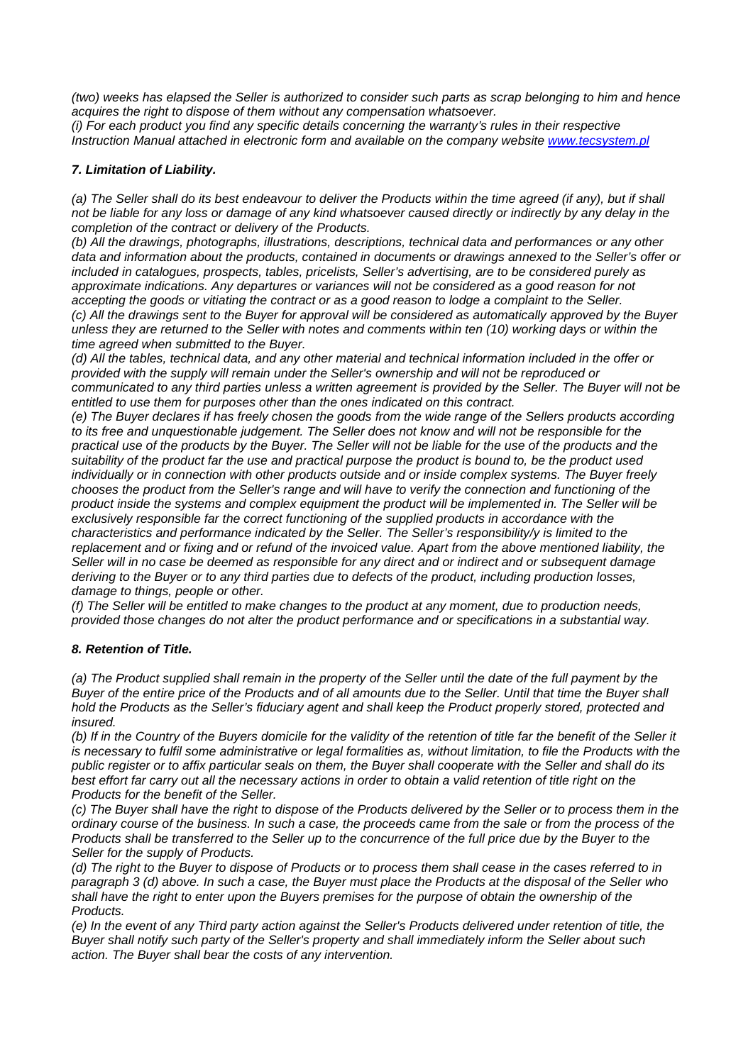*(two) weeks has elapsed the Seller is authorized to consider such parts as scrap belonging to him and hence acquires the right to dispose of them without any compensation whatsoever.*
*(i) For each product you find any specific details concerning the warranty's rules in their respective Instruction Manual attached in electronic form and available on the company website [www.tecsystem.pl](www.tecsystem.pl)*

### *7. Limitation of Liability.*

*(a) The Seller shall do its best endeavour to deliver the Products within the time agreed (if any), but if shall not be liable for any loss or damage of any kind whatsoever caused directly or indirectly by any delay in the completion of the contract or delivery of the Products.*
*(b) All the drawings, photographs, illustrations, descriptions, technical data and performances or any other data and information about the products, contained in documents or drawings annexed to the Seller's offer or included in catalogues, prospects, tables, pricelists, Seller's advertising, are to be considered purely as approximate indications. Any departures or variances will not be considered as a good reason for not accepting the goods or vitiating the contract or as a good reason to lodge a complaint to the Seller.*
*(c) All the drawings sent to the Buyer for approval will be considered as automatically approved by the Buyer unless they are returned to the Seller with notes and comments within ten (10) working days or within the time agreed when submitted to the Buyer.*
*(d) All the tables, technical data, and any other material and technical information included in the offer or provided with the supply will remain under the Seller's ownership and will not be reproduced or communicated to any third parties unless a written agreement is provided by the Seller. The Buyer will not be entitled to use them for purposes other than the ones indicated on this contract.*
*(e) The Buyer declares if has freely chosen the goods from the wide range of the Sellers products according to its free and unquestionable judgement. The Seller does not know and will not be responsible for the practical use of the products by the Buyer. The Seller will not be liable for the use of the products and the suitability of the product far the use and practical purpose the product is bound to, be the product used individually or in connection with other products outside and or inside complex systems. The Buyer freely chooses the product from the Seller's range and will have to verify the connection and functioning of the product inside the systems and complex equipment the product will be implemented in. The Seller will be exclusively responsible far the correct functioning of the supplied products in accordance with the characteristics and performance indicated by the Seller. The Seller's responsibility/y is limited to the replacement and or fixing and or refund of the invoiced value. Apart from the above mentioned liability, the Seller will in no case be deemed as responsible for any direct and or indirect and or subsequent damage deriving to the Buyer or to any third parties due to defects of the product, including production losses, damage to things, people or other.*
*(f) The Seller will be entitled to make changes to the product at any moment, due to production needs, provided those changes do not alter the product performance and or specifications in a substantial way.*

### *8. Retention of Title.*

*(a) The Product supplied shall remain in the property of the Seller until the date of the full payment by the Buyer of the entire price of the Products and of all amounts due to the Seller. Until that time the Buyer shall hold the Products as the Seller's fiduciary agent and shall keep the Product properly stored, protected and insured.*
*(b) If in the Country of the Buyers domicile for the validity of the retention of title far the benefit of the Seller it is necessary to fulfil some administrative or legal formalities as, without limitation, to file the Products with the public register or to affix particular seals on them, the Buyer shall cooperate with the Seller and shall do its best effort far carry out all the necessary actions in order to obtain a valid retention of title right on the Products for the benefit of the Seller.*
*(c) The Buyer shall have the right to dispose of the Products delivered by the Seller or to process them in the ordinary course of the business. In such a case, the proceeds came from the sale or from the process of the Products shall be transferred to the Seller up to the concurrence of the full price due by the Buyer to the Seller for the supply of Products.*
*(d) The right to the Buyer to dispose of Products or to process them shall cease in the cases referred to in paragraph 3 (d) above. In such a case, the Buyer must place the Products at the disposal of the Seller who shall have the right to enter upon the Buyers premises for the purpose of obtain the ownership of the Products.*
*(e) In the event of any Third party action against the Seller's Products delivered under retention of title, the Buyer shall notify such party of the Seller's property and shall immediately inform the Seller about such action. The Buyer shall bear the costs of any intervention.*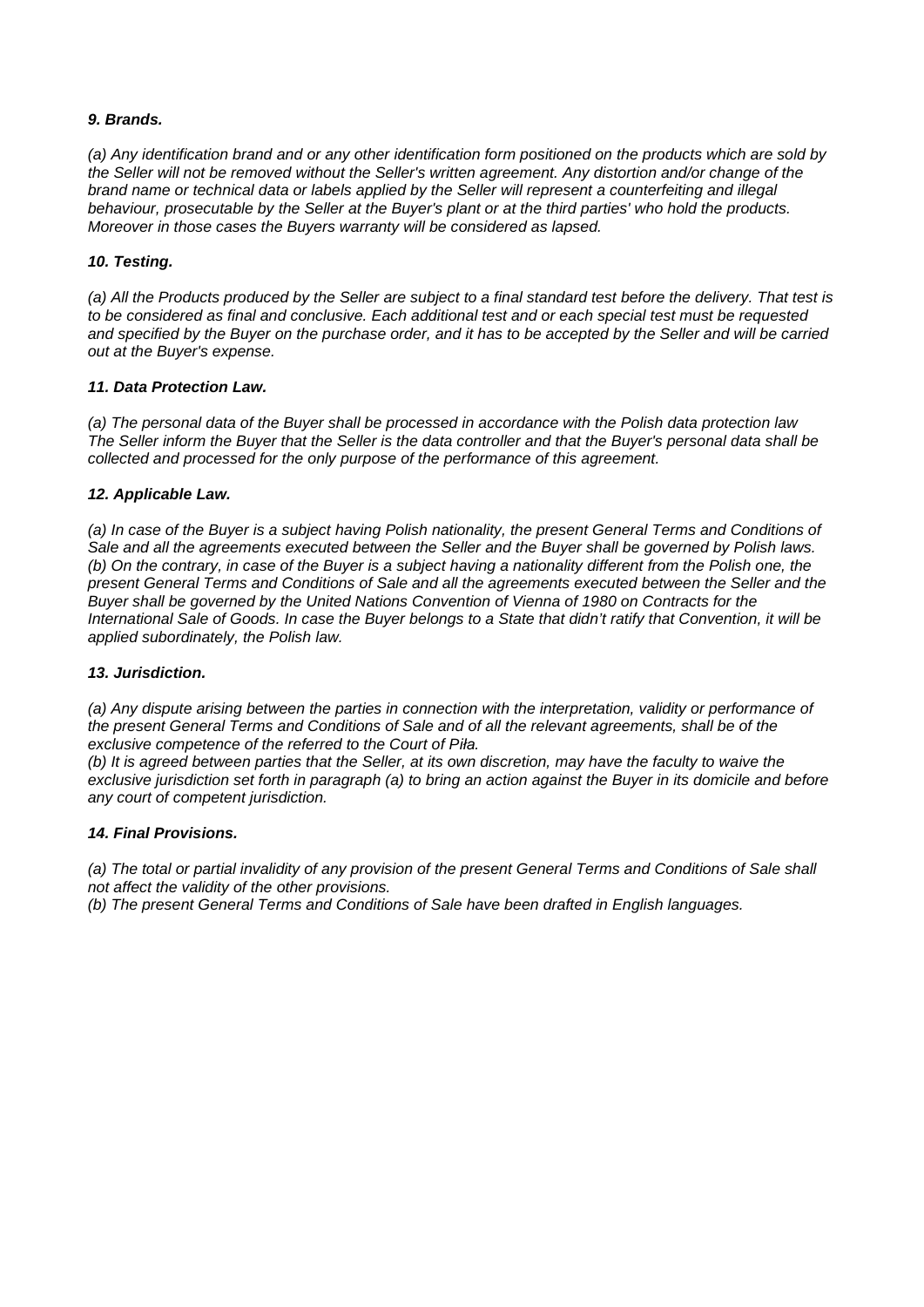### *9. Brands.*

*(a) Any identification brand and or any other identification form positioned on the products which are sold by the Seller will not be removed without the Seller's written agreement. Any distortion and/or change of the brand name or technical data or labels applied by the Seller will represent a counterfeiting and illegal behaviour, prosecutable by the Seller at the Buyer's plant or at the third parties' who hold the products. Moreover in those cases the Buyers warranty will be considered as lapsed.*

### *10. Testing.*

*(a) All the Products produced by the Seller are subject to a final standard test before the delivery. That test is to be considered as final and conclusive. Each additional test and or each special test must be requested and specified by the Buyer on the purchase order, and it has to be accepted by the Seller and will be carried out at the Buyer's expense.*

### *11. Data Protection Law.*

*(a) The personal data of the Buyer shall be processed in accordance with the Polish data protection law The Seller inform the Buyer that the Seller is the data controller and that the Buyer's personal data shall be collected and processed for the only purpose of the performance of this agreement.*

### *12. Applicable Law.*

*(a) In case of the Buyer is a subject having Polish nationality, the present General Terms and Conditions of Sale and all the agreements executed between the Seller and the Buyer shall be governed by Polish laws.*
*(b) On the contrary, in case of the Buyer is a subject having a nationality different from the Polish one, the present General Terms and Conditions of Sale and all the agreements executed between the Seller and the Buyer shall be governed by the United Nations Convention of Vienna of 1980 on Contracts for the International Sale of Goods. In case the Buyer belongs to a State that didn't ratify that Convention, it will be applied subordinately, the Polish law.*

### *13. Jurisdiction.*

*(a) Any dispute arising between the parties in connection with the interpretation, validity or performance of the present General Terms and Conditions of Sale and of all the relevant agreements, shall be of the exclusive competence of the referred to the Court of Piła.*
*(b) It is agreed between parties that the Seller, at its own discretion, may have the faculty to waive the exclusive jurisdiction set forth in paragraph (a) to bring an action against the Buyer in its domicile and before any court of competent jurisdiction.*

### *14. Final Provisions.*

*(a) The total or partial invalidity of any provision of the present General Terms and Conditions of Sale shall not affect the validity of the other provisions.*
*(b) The present General Terms and Conditions of Sale have been drafted in English languages.*